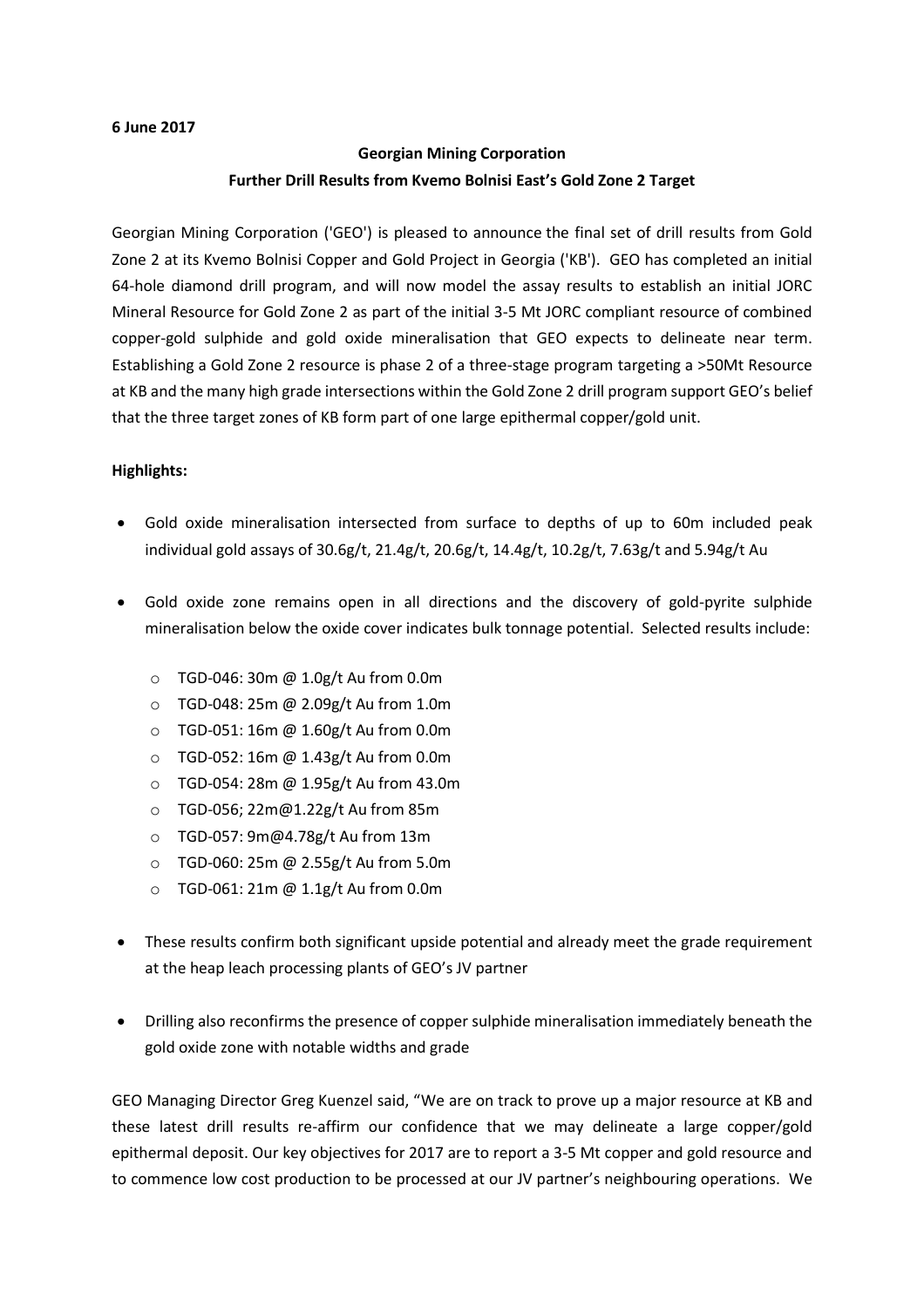**6 June 2017**

**Georgian Mining Corporation**

**Further Drill Results from Kvemo Bolnisi East's Gold Zone 2 Target**

Georgian Mining Corporation ('GEO') is pleased to announce the final set of drill results from Gold Zone 2 at its Kvemo Bolnisi Copper and Gold Project in Georgia ('KB'). GEO has completed an initial 64-hole diamond drill program, and will now model the assay results to establish an initial JORC Mineral Resource for Gold Zone 2 as part of the initial 3-5 Mt JORC compliant resource of combined copper-gold sulphide and gold oxide mineralisation that GEO expects to delineate near term. Establishing a Gold Zone 2 resource is phase 2 of a three-stage program targeting a >50Mt Resource at KB and the many high grade intersections within the Gold Zone 2 drill program support GEO's belief that the three target zones of KB form part of one large epithermal copper/gold unit.

**Highlights:**

- Gold oxide mineralisation intersected from surface to depths of up to 60m included peak individual gold assays of 30.6g/t, 21.4g/t, 20.6g/t, 14.4g/t, 10.2g/t, 7.63g/t and 5.94g/t Au

- Gold oxide zone remains open in all directions and the discovery of gold-pyrite sulphide mineralisation below the oxide cover indicates bulk tonnage potential. Selected results include:
  - TGD-046: 30m @ 1.0g/t Au from 0.0m
  - TGD-048: 25m @ 2.09g/t Au from 1.0m
  - TGD-051: 16m @ 1.60g/t Au from 0.0m
  - TGD-052: 16m @ 1.43g/t Au from 0.0m
  - TGD-054: 28m @ 1.95g/t Au from 43.0m
  - TGD-056; 22m@1.22g/t Au from 85m
  - TGD-057: 9m@4.78g/t Au from 13m
  - TGD-060: 25m @ 2.55g/t Au from 5.0m
  - TGD-061: 21m @ 1.1g/t Au from 0.0m

- These results confirm both significant upside potential and already meet the grade requirement at the heap leach processing plants of GEO's JV partner

- Drilling also reconfirms the presence of copper sulphide mineralisation immediately beneath the gold oxide zone with notable widths and grade

GEO Managing Director Greg Kuenzel said, "We are on track to prove up a major resource at KB and these latest drill results re-affirm our confidence that we may delineate a large copper/gold epithermal deposit. Our key objectives for 2017 are to report a 3-5 Mt copper and gold resource and to commence low cost production to be processed at our JV partner's neighbouring operations. We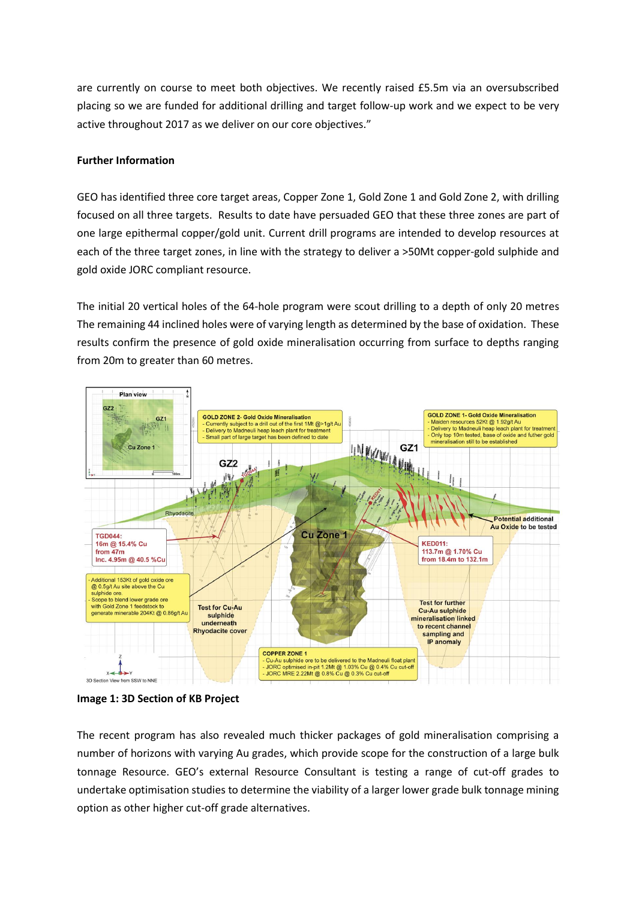are currently on course to meet both objectives. We recently raised £5.5m via an oversubscribed placing so we are funded for additional drilling and target follow-up work and we expect to be very active throughout 2017 as we deliver on our core objectives."

**Further Information**

GEO has identified three core target areas, Copper Zone 1, Gold Zone 1 and Gold Zone 2, with drilling focused on all three targets. Results to date have persuaded GEO that these three zones are part of one large epithermal copper/gold unit. Current drill programs are intended to develop resources at each of the three target zones, in line with the strategy to deliver a >50Mt copper-gold sulphide and gold oxide JORC compliant resource.

The initial 20 vertical holes of the 64-hole program were scout drilling to a depth of only 20 metres The remaining 44 inclined holes were of varying length as determined by the base of oxidation. These results confirm the presence of gold oxide mineralisation occurring from surface to depths ranging from 20m to greater than 60 metres.

**Image 1: 3D Section of KB Project**

The recent program has also revealed much thicker packages of gold mineralisation comprising a number of horizons with varying Au grades, which provide scope for the construction of a large bulk tonnage Resource. GEO's external Resource Consultant is testing a range of cut-off grades to undertake optimisation studies to determine the viability of a larger lower grade bulk tonnage mining option as other higher cut-off grade alternatives.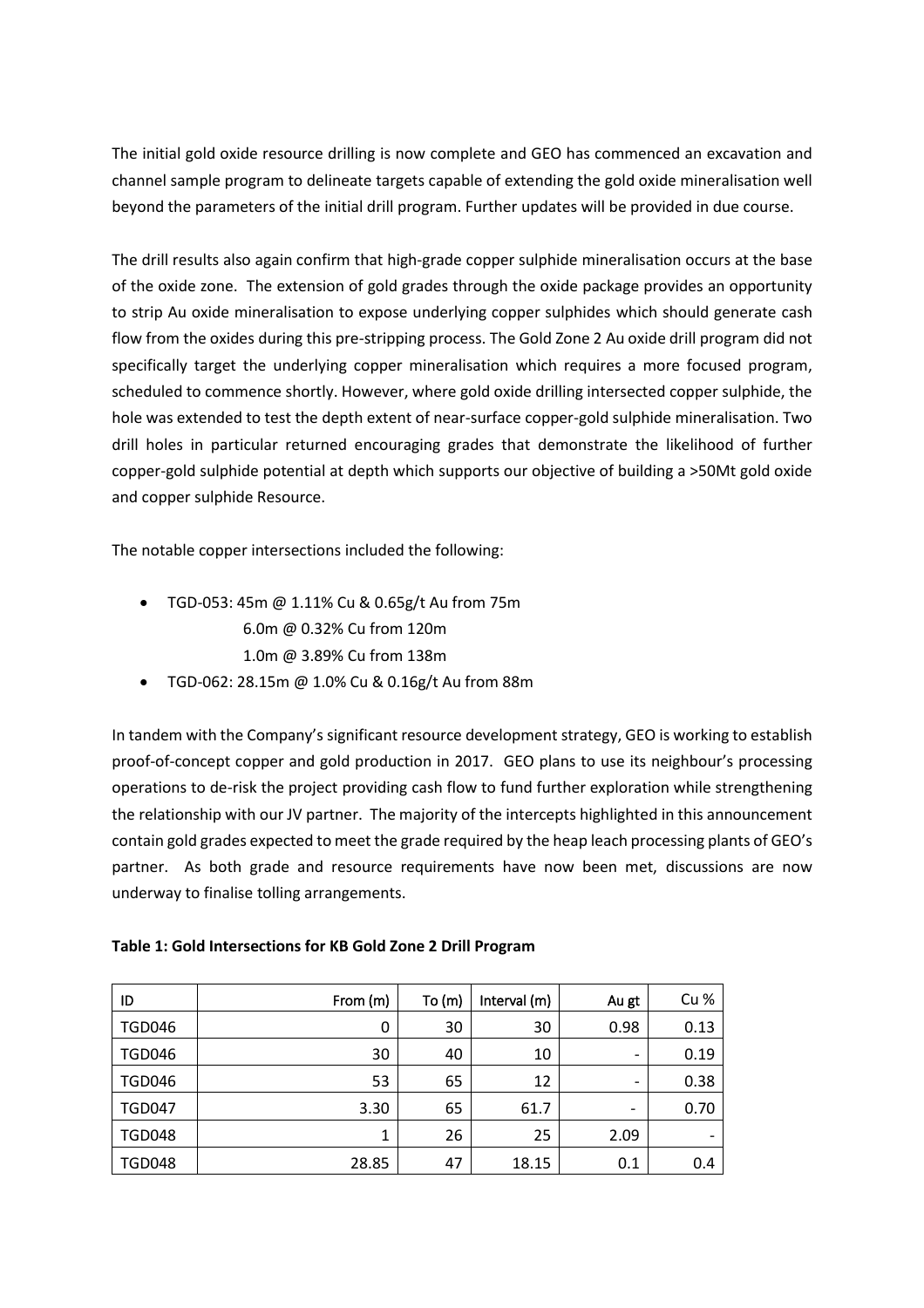The initial gold oxide resource drilling is now complete and GEO has commenced an excavation and channel sample program to delineate targets capable of extending the gold oxide mineralisation well beyond the parameters of the initial drill program. Further updates will be provided in due course.

The drill results also again confirm that high-grade copper sulphide mineralisation occurs at the base of the oxide zone. The extension of gold grades through the oxide package provides an opportunity to strip Au oxide mineralisation to expose underlying copper sulphides which should generate cash flow from the oxides during this pre-stripping process. The Gold Zone 2 Au oxide drill program did not specifically target the underlying copper mineralisation which requires a more focused program, scheduled to commence shortly. However, where gold oxide drilling intersected copper sulphide, the hole was extended to test the depth extent of near-surface copper-gold sulphide mineralisation. Two drill holes in particular returned encouraging grades that demonstrate the likelihood of further copper-gold sulphide potential at depth which supports our objective of building a >50Mt gold oxide and copper sulphide Resource.

The notable copper intersections included the following:

- TGD-053: 45m @ 1.11% Cu & 0.65g/t Au from 75m
  6.0m @ 0.32% Cu from 120m
  1.0m @ 3.89% Cu from 138m
- TGD-062: 28.15m @ 1.0% Cu & 0.16g/t Au from 88m

In tandem with the Company's significant resource development strategy, GEO is working to establish proof-of-concept copper and gold production in 2017. GEO plans to use its neighbour's processing operations to de-risk the project providing cash flow to fund further exploration while strengthening the relationship with our JV partner. The majority of the intercepts highlighted in this announcement contain gold grades expected to meet the grade required by the heap leach processing plants of GEO's partner. As both grade and resource requirements have now been met, discussions are now underway to finalise tolling arrangements.

**Table 1: Gold Intersections for KB Gold Zone 2 Drill Program**

| ID | From (m) | To (m) | Interval (m) | Au gt | Cu % |
|---|---|---|---|---|---|
| TGD046 | 0 | 30 | 30 | 0.98 | 0.13 |
| TGD046 | 30 | 40 | 10 | - | 0.19 |
| TGD046 | 53 | 65 | 12 | - | 0.38 |
| TGD047 | 3.30 | 65 | 61.7 | - | 0.70 |
| TGD048 | 1 | 26 | 25 | 2.09 | - |
| TGD048 | 28.85 | 47 | 18.15 | 0.1 | 0.4 |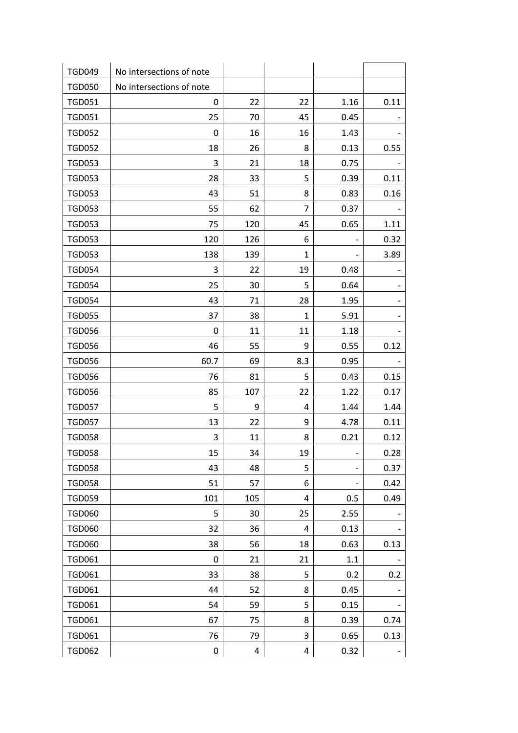| | | | | | |
|---|---|---|---|---|---|
| TGD049 | No intersections of note | | | | |
| TGD050 | No intersections of note | | | | |
| TGD051 | 0 | 22 | 22 | 1.16 | 0.11 |
| TGD051 | 25 | 70 | 45 | 0.45 | - |
| TGD052 | 0 | 16 | 16 | 1.43 | - |
| TGD052 | 18 | 26 | 8 | 0.13 | 0.55 |
| TGD053 | 3 | 21 | 18 | 0.75 | - |
| TGD053 | 28 | 33 | 5 | 0.39 | 0.11 |
| TGD053 | 43 | 51 | 8 | 0.83 | 0.16 |
| TGD053 | 55 | 62 | 7 | 0.37 | - |
| TGD053 | 75 | 120 | 45 | 0.65 | 1.11 |
| TGD053 | 120 | 126 | 6 | - | 0.32 |
| TGD053 | 138 | 139 | 1 | - | 3.89 |
| TGD054 | 3 | 22 | 19 | 0.48 | - |
| TGD054 | 25 | 30 | 5 | 0.64 | - |
| TGD054 | 43 | 71 | 28 | 1.95 | - |
| TGD055 | 37 | 38 | 1 | 5.91 | - |
| TGD056 | 0 | 11 | 11 | 1.18 | - |
| TGD056 | 46 | 55 | 9 | 0.55 | 0.12 |
| TGD056 | 60.7 | 69 | 8.3 | 0.95 | - |
| TGD056 | 76 | 81 | 5 | 0.43 | 0.15 |
| TGD056 | 85 | 107 | 22 | 1.22 | 0.17 |
| TGD057 | 5 | 9 | 4 | 1.44 | 1.44 |
| TGD057 | 13 | 22 | 9 | 4.78 | 0.11 |
| TGD058 | 3 | 11 | 8 | 0.21 | 0.12 |
| TGD058 | 15 | 34 | 19 | - | 0.28 |
| TGD058 | 43 | 48 | 5 | - | 0.37 |
| TGD058 | 51 | 57 | 6 | - | 0.42 |
| TGD059 | 101 | 105 | 4 | 0.5 | 0.49 |
| TGD060 | 5 | 30 | 25 | 2.55 | - |
| TGD060 | 32 | 36 | 4 | 0.13 | - |
| TGD060 | 38 | 56 | 18 | 0.63 | 0.13 |
| TGD061 | 0 | 21 | 21 | 1.1 | - |
| TGD061 | 33 | 38 | 5 | 0.2 | 0.2 |
| TGD061 | 44 | 52 | 8 | 0.45 | - |
| TGD061 | 54 | 59 | 5 | 0.15 | - |
| TGD061 | 67 | 75 | 8 | 0.39 | 0.74 |
| TGD061 | 76 | 79 | 3 | 0.65 | 0.13 |
| TGD062 | 0 | 4 | 4 | 0.32 | - |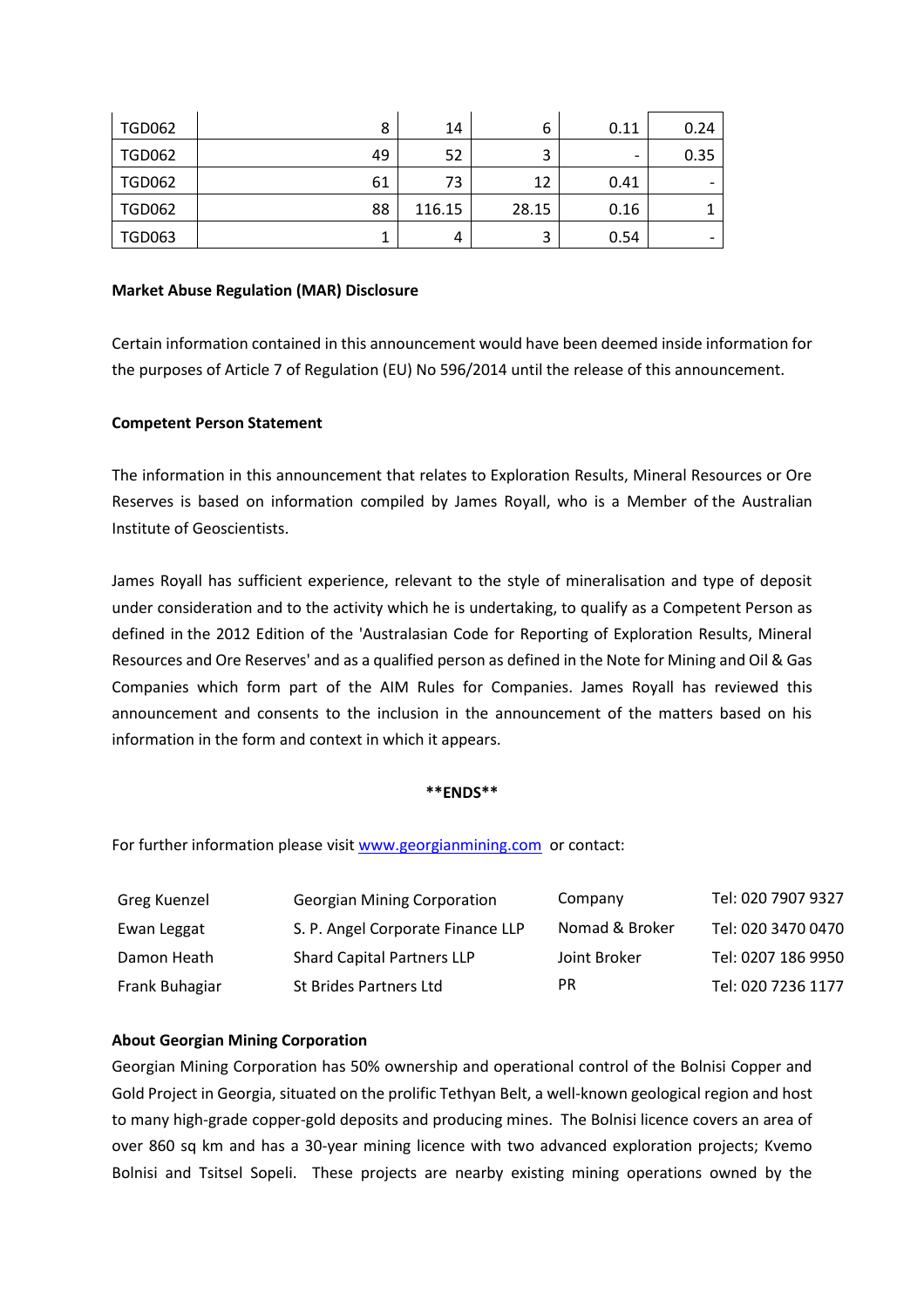| TGD062 | 8 | 14 | 6 | 0.11 | 0.24 |
|---|---|---|---|---|---|
| TGD062 | 49 | 52 | 3 | - | 0.35 |
| TGD062 | 61 | 73 | 12 | 0.41 | - |
| TGD062 | 88 | 116.15 | 28.15 | 0.16 | 1 |
| TGD063 | 1 | 4 | 3 | 0.54 | - |

**Market Abuse Regulation (MAR) Disclosure**

Certain information contained in this announcement would have been deemed inside information for the purposes of Article 7 of Regulation (EU) No 596/2014 until the release of this announcement.

**Competent Person Statement**

The information in this announcement that relates to Exploration Results, Mineral Resources or Ore Reserves is based on information compiled by James Royall, who is a Member of the Australian Institute of Geoscientists.

James Royall has sufficient experience, relevant to the style of mineralisation and type of deposit under consideration and to the activity which he is undertaking, to qualify as a Competent Person as defined in the 2012 Edition of the 'Australasian Code for Reporting of Exploration Results, Mineral Resources and Ore Reserves' and as a qualified person as defined in the Note for Mining and Oil & Gas Companies which form part of the AIM Rules for Companies. James Royall has reviewed this announcement and consents to the inclusion in the announcement of the matters based on his information in the form and context in which it appears.

**\*\*ENDS\*\***

For further information please visit www.georgianmining.com or contact:

| Greg Kuenzel | Georgian Mining Corporation | Company | Tel: 020 7907 9327 |
|---|---|---|---|
| Ewan Leggat | S. P. Angel Corporate Finance LLP | Nomad & Broker | Tel: 020 3470 0470 |
| Damon Heath | Shard Capital Partners LLP | Joint Broker | Tel: 0207 186 9950 |
| Frank Buhagiar | St Brides Partners Ltd | PR | Tel: 020 7236 1177 |

**About Georgian Mining Corporation**

Georgian Mining Corporation has 50% ownership and operational control of the Bolnisi Copper and Gold Project in Georgia, situated on the prolific Tethyan Belt, a well-known geological region and host to many high-grade copper-gold deposits and producing mines. The Bolnisi licence covers an area of over 860 sq km and has a 30-year mining licence with two advanced exploration projects; Kvemo Bolnisi and Tsitsel Sopeli. These projects are nearby existing mining operations owned by the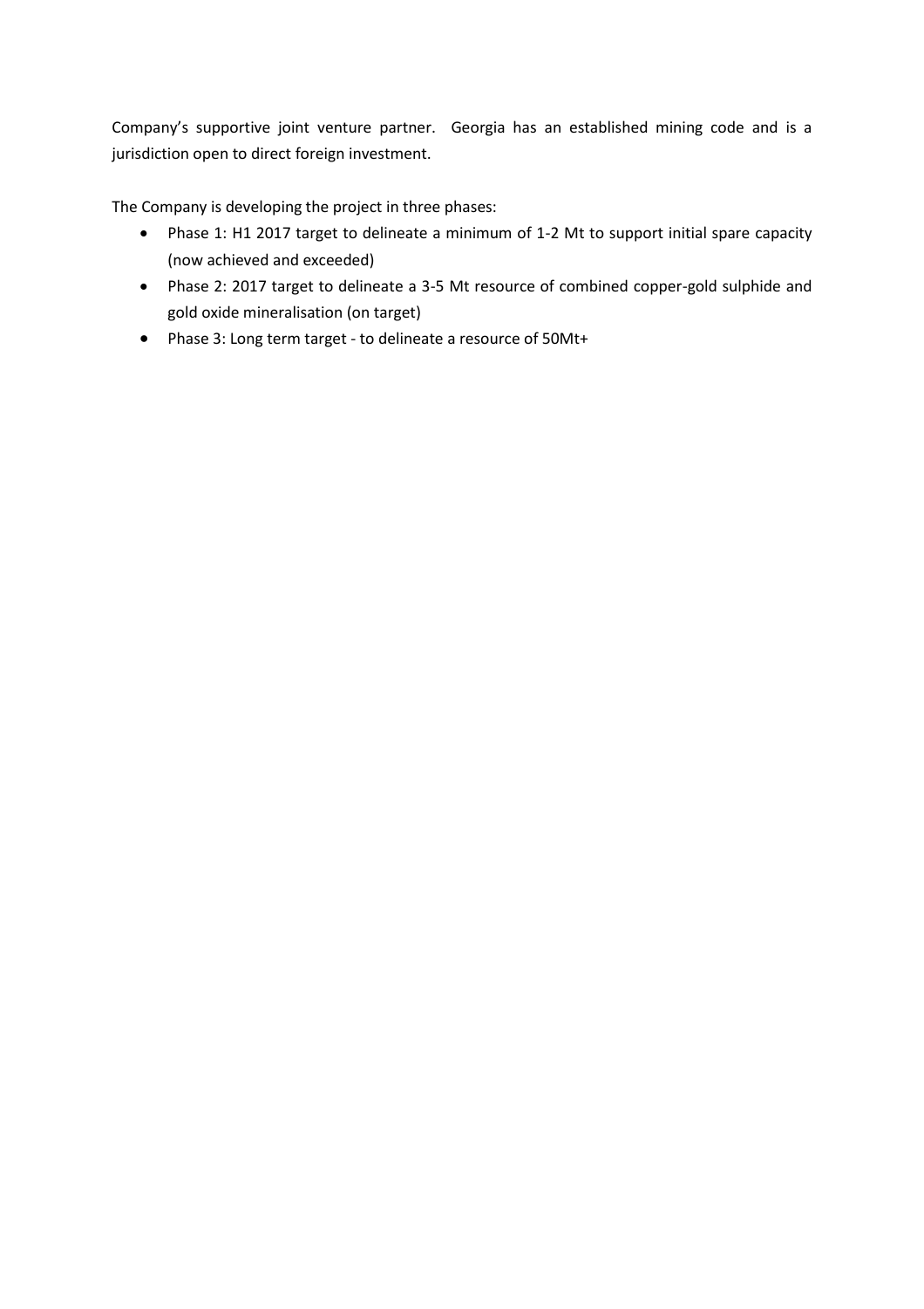Company's supportive joint venture partner. Georgia has an established mining code and is a jurisdiction open to direct foreign investment.

The Company is developing the project in three phases:

- Phase 1: H1 2017 target to delineate a minimum of 1-2 Mt to support initial spare capacity (now achieved and exceeded)
- Phase 2: 2017 target to delineate a 3-5 Mt resource of combined copper-gold sulphide and gold oxide mineralisation (on target)
- Phase 3: Long term target - to delineate a resource of 50Mt+